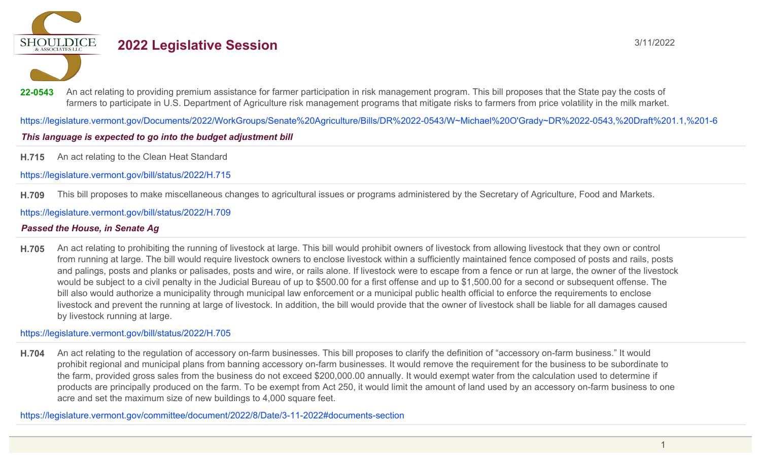SHOULDICE & ASSOCIATES LLC

# 2022 Legislative Session

3/11/2022

**22-0543** An act relating to providing premium assistance for farmer participation in risk management program. This bill proposes that the State pay the costs of farmers to participate in U.S. Department of Agriculture risk management programs that mitigate risks to farmers from price volatility in the milk market.

https://legislature.vermont.gov/Documents/2022/WorkGroups/Senate%20Agriculture/Bills/DR%2022-0543/W~Michael%20O'Grady~DR%2022-0543,%20Draft%201.1,%201-6

***This language is expected to go into the budget adjustment bill***

---

**H.715** An act relating to the Clean Heat Standard

https://legislature.vermont.gov/bill/status/2022/H.715

---

**H.709** This bill proposes to make miscellaneous changes to agricultural issues or programs administered by the Secretary of Agriculture, Food and Markets.

https://legislature.vermont.gov/bill/status/2022/H.709

***Passed the House, in Senate Ag***

---

**H.705** An act relating to prohibiting the running of livestock at large. This bill would prohibit owners of livestock from allowing livestock that they own or control from running at large. The bill would require livestock owners to enclose livestock within a sufficiently maintained fence composed of posts and rails, posts and palings, posts and planks or palisades, posts and wire, or rails alone. If livestock were to escape from a fence or run at large, the owner of the livestock would be subject to a civil penalty in the Judicial Bureau of up to $500.00 for a first offense and up to $1,500.00 for a second or subsequent offense. The bill also would authorize a municipality through municipal law enforcement or a municipal public health official to enforce the requirements to enclose livestock and prevent the running at large of livestock. In addition, the bill would provide that the owner of livestock shall be liable for all damages caused by livestock running at large.

https://legislature.vermont.gov/bill/status/2022/H.705

---

**H.704** An act relating to the regulation of accessory on-farm businesses. This bill proposes to clarify the definition of "accessory on-farm business." It would prohibit regional and municipal plans from banning accessory on-farm businesses. It would remove the requirement for the business to be subordinate to the farm, provided gross sales from the business do not exceed $200,000.00 annually. It would exempt water from the calculation used to determine if products are principally produced on the farm. To be exempt from Act 250, it would limit the amount of land used by an accessory on-farm business to one acre and set the maximum size of new buildings to 4,000 square feet.

https://legislature.vermont.gov/committee/document/2022/8/Date/3-11-2022#documents-section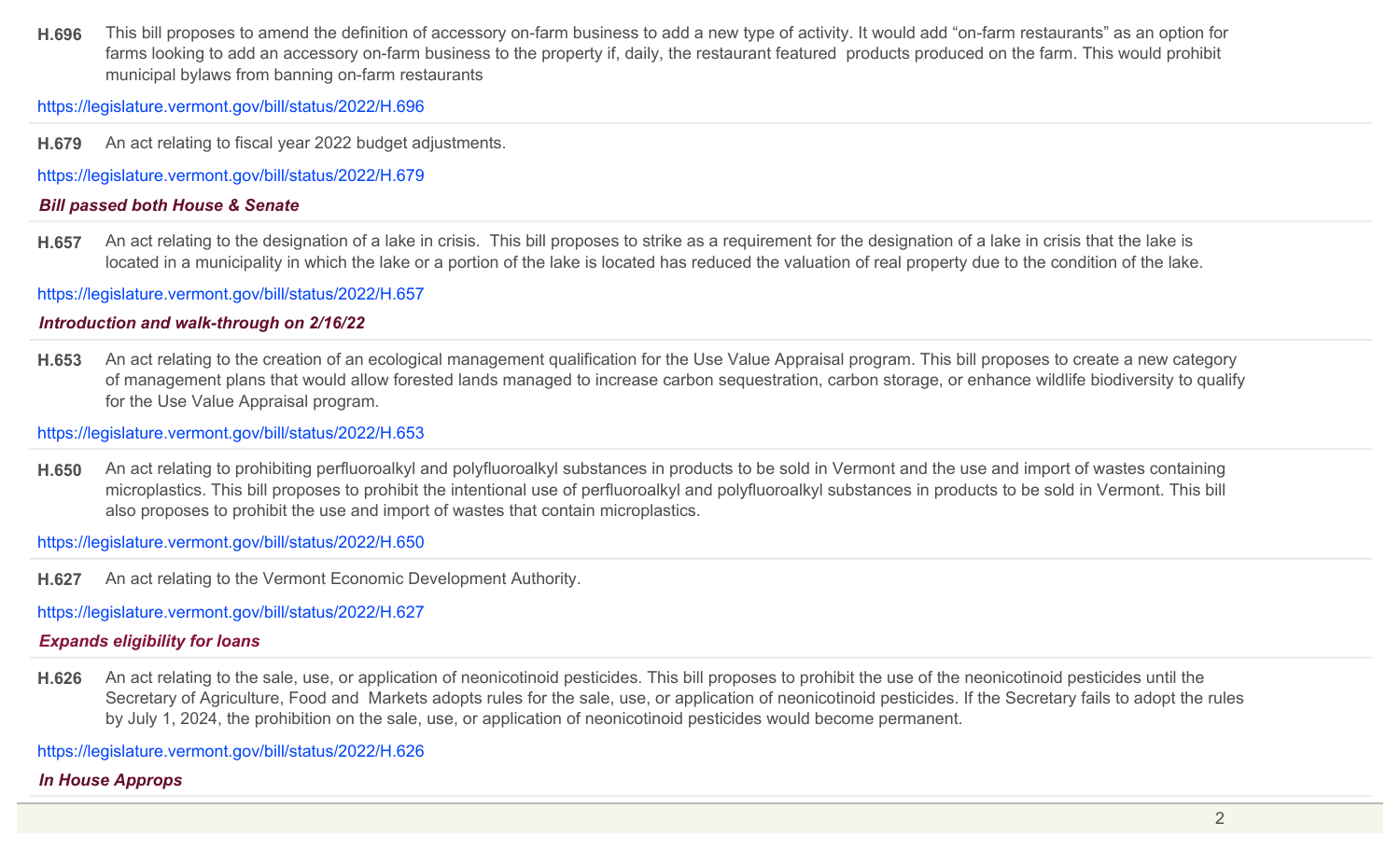**H.696** This bill proposes to amend the definition of accessory on-farm business to add a new type of activity. It would add "on-farm restaurants" as an option for farms looking to add an accessory on-farm business to the property if, daily, the restaurant featured products produced on the farm. This would prohibit municipal bylaws from banning on-farm restaurants

https://legislature.vermont.gov/bill/status/2022/H.696

---

**H.679** An act relating to fiscal year 2022 budget adjustments.

https://legislature.vermont.gov/bill/status/2022/H.679

***Bill passed both House & Senate***

---

**H.657** An act relating to the designation of a lake in crisis. This bill proposes to strike as a requirement for the designation of a lake in crisis that the lake is located in a municipality in which the lake or a portion of the lake is located has reduced the valuation of real property due to the condition of the lake.

https://legislature.vermont.gov/bill/status/2022/H.657

***Introduction and walk-through on 2/16/22***

---

**H.653** An act relating to the creation of an ecological management qualification for the Use Value Appraisal program. This bill proposes to create a new category of management plans that would allow forested lands managed to increase carbon sequestration, carbon storage, or enhance wildlife biodiversity to qualify for the Use Value Appraisal program.

https://legislature.vermont.gov/bill/status/2022/H.653

---

**H.650** An act relating to prohibiting perfluoroalkyl and polyfluoroalkyl substances in products to be sold in Vermont and the use and import of wastes containing microplastics. This bill proposes to prohibit the intentional use of perfluoroalkyl and polyfluoroalkyl substances in products to be sold in Vermont. This bill also proposes to prohibit the use and import of wastes that contain microplastics.

https://legislature.vermont.gov/bill/status/2022/H.650

---

**H.627** An act relating to the Vermont Economic Development Authority.

https://legislature.vermont.gov/bill/status/2022/H.627

***Expands eligibility for loans***

---

**H.626** An act relating to the sale, use, or application of neonicotinoid pesticides. This bill proposes to prohibit the use of the neonicotinoid pesticides until the Secretary of Agriculture, Food and Markets adopts rules for the sale, use, or application of neonicotinoid pesticides. If the Secretary fails to adopt the rules by July 1, 2024, the prohibition on the sale, use, or application of neonicotinoid pesticides would become permanent.

https://legislature.vermont.gov/bill/status/2022/H.626

***In House Approps***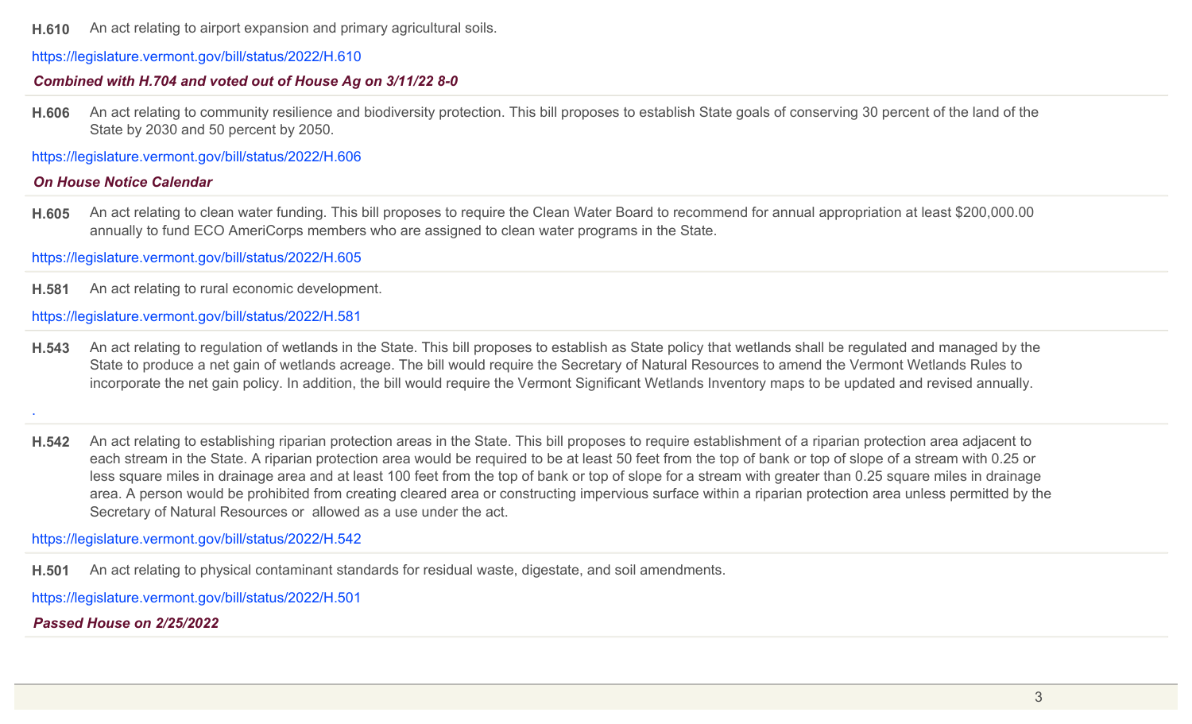**H.610** An act relating to airport expansion and primary agricultural soils.

https://legislature.vermont.gov/bill/status/2022/H.610

***Combined with H.704 and voted out of House Ag on 3/11/22 8-0***

---

**H.606** An act relating to community resilience and biodiversity protection. This bill proposes to establish State goals of conserving 30 percent of the land of the State by 2030 and 50 percent by 2050.

https://legislature.vermont.gov/bill/status/2022/H.606

***On House Notice Calendar***

---

**H.605** An act relating to clean water funding. This bill proposes to require the Clean Water Board to recommend for annual appropriation at least $200,000.00 annually to fund ECO AmeriCorps members who are assigned to clean water programs in the State.

https://legislature.vermont.gov/bill/status/2022/H.605

---

**H.581** An act relating to rural economic development.

https://legislature.vermont.gov/bill/status/2022/H.581

---

**H.543** An act relating to regulation of wetlands in the State. This bill proposes to establish as State policy that wetlands shall be regulated and managed by the State to produce a net gain of wetlands acreage. The bill would require the Secretary of Natural Resources to amend the Vermont Wetlands Rules to incorporate the net gain policy. In addition, the bill would require the Vermont Significant Wetlands Inventory maps to be updated and revised annually.

.

---

**H.542** An act relating to establishing riparian protection areas in the State. This bill proposes to require establishment of a riparian protection area adjacent to each stream in the State. A riparian protection area would be required to be at least 50 feet from the top of bank or top of slope of a stream with 0.25 or less square miles in drainage area and at least 100 feet from the top of bank or top of slope for a stream with greater than 0.25 square miles in drainage area. A person would be prohibited from creating cleared area or constructing impervious surface within a riparian protection area unless permitted by the Secretary of Natural Resources or allowed as a use under the act.

https://legislature.vermont.gov/bill/status/2022/H.542

---

**H.501** An act relating to physical contaminant standards for residual waste, digestate, and soil amendments.

https://legislature.vermont.gov/bill/status/2022/H.501

***Passed House on 2/25/2022***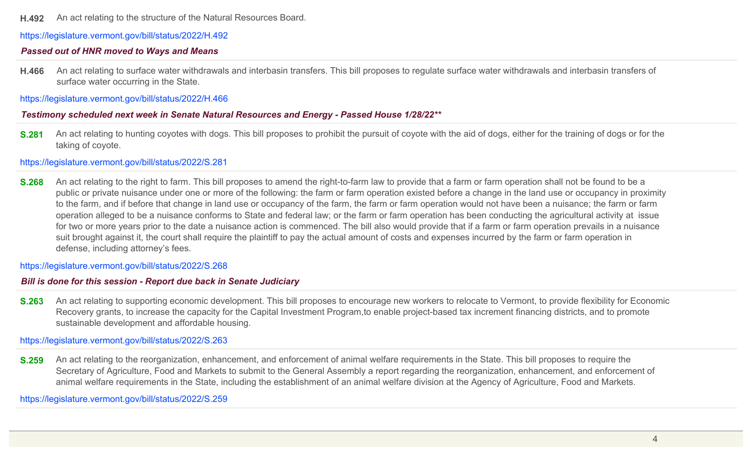**H.492** An act relating to the structure of the Natural Resources Board.

https://legislature.vermont.gov/bill/status/2022/H.492

***Passed out of HNR moved to Ways and Means***

---

**H.466** An act relating to surface water withdrawals and interbasin transfers. This bill proposes to regulate surface water withdrawals and interbasin transfers of surface water occurring in the State.

https://legislature.vermont.gov/bill/status/2022/H.466

***Testimony scheduled next week in Senate Natural Resources and Energy - Passed House 1/28/22*****

---

**S.281** An act relating to hunting coyotes with dogs. This bill proposes to prohibit the pursuit of coyote with the aid of dogs, either for the training of dogs or for the taking of coyote.

https://legislature.vermont.gov/bill/status/2022/S.281

---

**S.268** An act relating to the right to farm. This bill proposes to amend the right-to-farm law to provide that a farm or farm operation shall not be found to be a public or private nuisance under one or more of the following: the farm or farm operation existed before a change in the land use or occupancy in proximity to the farm, and if before that change in land use or occupancy of the farm, the farm or farm operation would not have been a nuisance; the farm or farm operation alleged to be a nuisance conforms to State and federal law; or the farm or farm operation has been conducting the agricultural activity at issue for two or more years prior to the date a nuisance action is commenced. The bill also would provide that if a farm or farm operation prevails in a nuisance suit brought against it, the court shall require the plaintiff to pay the actual amount of costs and expenses incurred by the farm or farm operation in defense, including attorney's fees.

https://legislature.vermont.gov/bill/status/2022/S.268

***Bill is done for this session - Report due back in Senate Judiciary***

---

**S.263** An act relating to supporting economic development. This bill proposes to encourage new workers to relocate to Vermont, to provide flexibility for Economic Recovery grants, to increase the capacity for the Capital Investment Program,to enable project-based tax increment financing districts, and to promote sustainable development and affordable housing.

https://legislature.vermont.gov/bill/status/2022/S.263

---

**S.259** An act relating to the reorganization, enhancement, and enforcement of animal welfare requirements in the State. This bill proposes to require the Secretary of Agriculture, Food and Markets to submit to the General Assembly a report regarding the reorganization, enhancement, and enforcement of animal welfare requirements in the State, including the establishment of an animal welfare division at the Agency of Agriculture, Food and Markets.

https://legislature.vermont.gov/bill/status/2022/S.259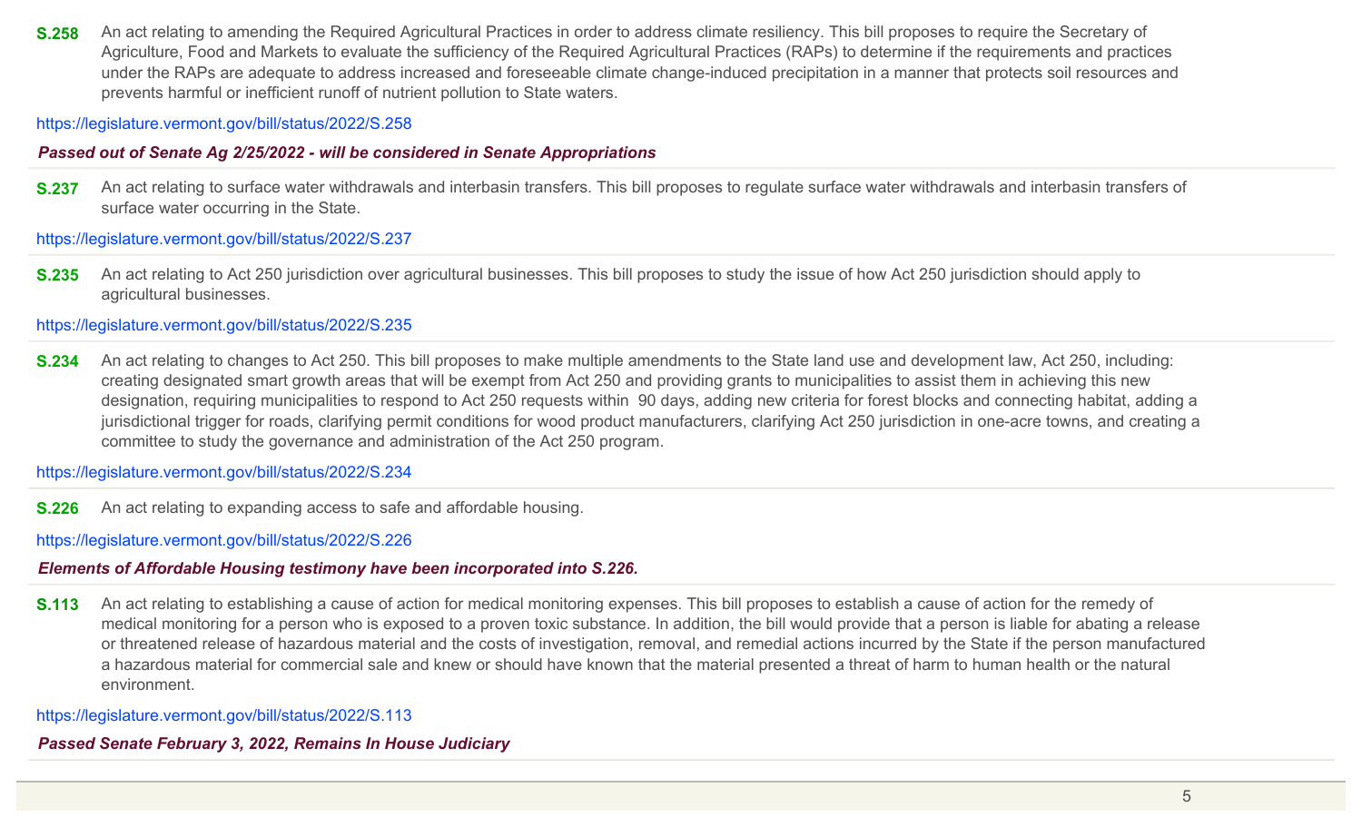**S.258** An act relating to amending the Required Agricultural Practices in order to address climate resiliency. This bill proposes to require the Secretary of Agriculture, Food and Markets to evaluate the sufficiency of the Required Agricultural Practices (RAPs) to determine if the requirements and practices under the RAPs are adequate to address increased and foreseeable climate change-induced precipitation in a manner that protects soil resources and prevents harmful or inefficient runoff of nutrient pollution to State waters.

https://legislature.vermont.gov/bill/status/2022/S.258

***Passed out of Senate Ag 2/25/2022 - will be considered in Senate Appropriations***

---

**S.237** An act relating to surface water withdrawals and interbasin transfers. This bill proposes to regulate surface water withdrawals and interbasin transfers of surface water occurring in the State.

https://legislature.vermont.gov/bill/status/2022/S.237

---

**S.235** An act relating to Act 250 jurisdiction over agricultural businesses. This bill proposes to study the issue of how Act 250 jurisdiction should apply to agricultural businesses.

https://legislature.vermont.gov/bill/status/2022/S.235

---

**S.234** An act relating to changes to Act 250. This bill proposes to make multiple amendments to the State land use and development law, Act 250, including: creating designated smart growth areas that will be exempt from Act 250 and providing grants to municipalities to assist them in achieving this new designation, requiring municipalities to respond to Act 250 requests within 90 days, adding new criteria for forest blocks and connecting habitat, adding a jurisdictional trigger for roads, clarifying permit conditions for wood product manufacturers, clarifying Act 250 jurisdiction in one-acre towns, and creating a committee to study the governance and administration of the Act 250 program.

https://legislature.vermont.gov/bill/status/2022/S.234

---

**S.226** An act relating to expanding access to safe and affordable housing.

https://legislature.vermont.gov/bill/status/2022/S.226

***Elements of Affordable Housing testimony have been incorporated into S.226.***

---

**S.113** An act relating to establishing a cause of action for medical monitoring expenses. This bill proposes to establish a cause of action for the remedy of medical monitoring for a person who is exposed to a proven toxic substance. In addition, the bill would provide that a person is liable for abating a release or threatened release of hazardous material and the costs of investigation, removal, and remedial actions incurred by the State if the person manufactured a hazardous material for commercial sale and knew or should have known that the material presented a threat of harm to human health or the natural environment.

https://legislature.vermont.gov/bill/status/2022/S.113

***Passed Senate February 3, 2022, Remains In House Judiciary***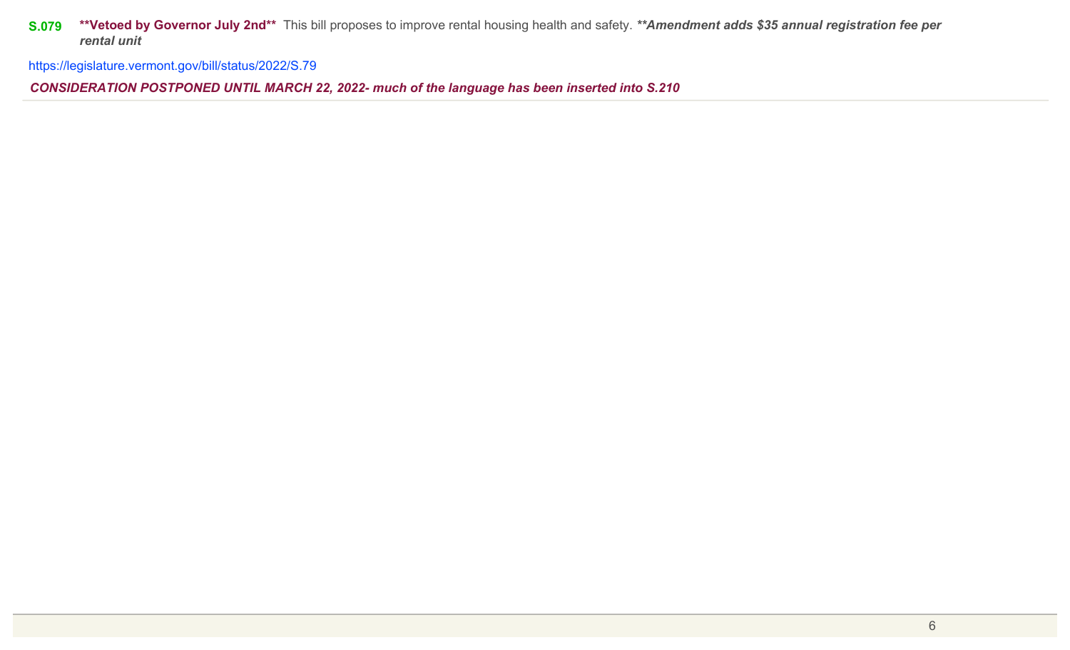**S.079** **\*\*Vetoed by Governor July 2nd\*\*** This bill proposes to improve rental housing health and safety. ***\*\*Amendment adds $35 annual registration fee per rental unit***

https://legislature.vermont.gov/bill/status/2022/S.79

***CONSIDERATION POSTPONED UNTIL MARCH 22, 2022- much of the language has been inserted into S.210***